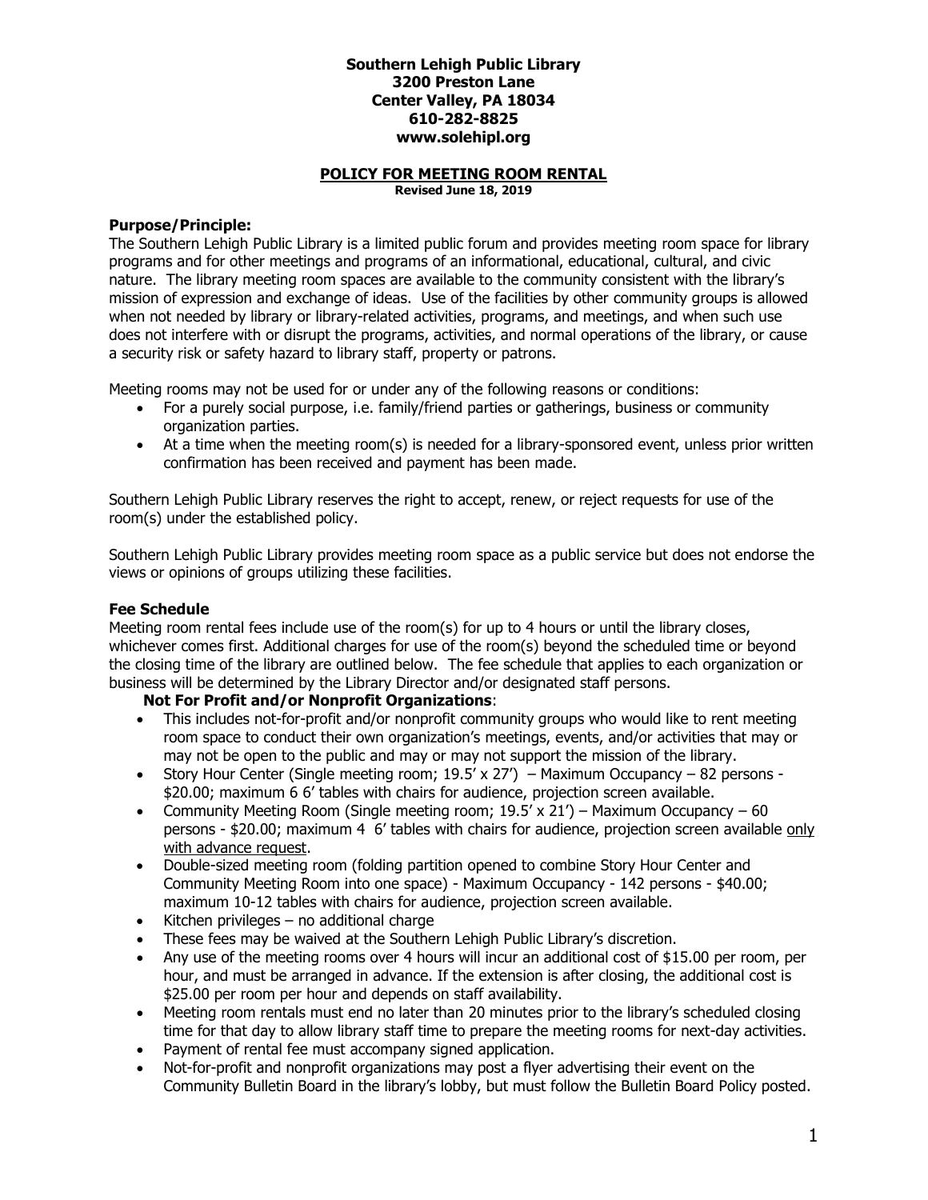**Southern Lehigh Public Library**
**3200 Preston Lane**
**Center Valley, PA 18034**
**610-282-8825**
**www.solehipl.org**

# POLICY FOR MEETING ROOM RENTAL

**Revised June 18, 2019**

## Purpose/Principle:

The Southern Lehigh Public Library is a limited public forum and provides meeting room space for library programs and for other meetings and programs of an informational, educational, cultural, and civic nature. The library meeting room spaces are available to the community consistent with the library's mission of expression and exchange of ideas. Use of the facilities by other community groups is allowed when not needed by library or library-related activities, programs, and meetings, and when such use does not interfere with or disrupt the programs, activities, and normal operations of the library, or cause a security risk or safety hazard to library staff, property or patrons.

Meeting rooms may not be used for or under any of the following reasons or conditions:

- For a purely social purpose, i.e. family/friend parties or gatherings, business or community organization parties.
- At a time when the meeting room(s) is needed for a library-sponsored event, unless prior written confirmation has been received and payment has been made.

Southern Lehigh Public Library reserves the right to accept, renew, or reject requests for use of the room(s) under the established policy.

Southern Lehigh Public Library provides meeting room space as a public service but does not endorse the views or opinions of groups utilizing these facilities.

## Fee Schedule

Meeting room rental fees include use of the room(s) for up to 4 hours or until the library closes, whichever comes first. Additional charges for use of the room(s) beyond the scheduled time or beyond the closing time of the library are outlined below. The fee schedule that applies to each organization or business will be determined by the Library Director and/or designated staff persons.

### Not For Profit and/or Nonprofit Organizations:

- This includes not-for-profit and/or nonprofit community groups who would like to rent meeting room space to conduct their own organization's meetings, events, and/or activities that may or may not be open to the public and may or may not support the mission of the library.
- Story Hour Center (Single meeting room; 19.5' x 27') – Maximum Occupancy – 82 persons - \$20.00; maximum 6 6' tables with chairs for audience, projection screen available.
- Community Meeting Room (Single meeting room; 19.5' x 21') – Maximum Occupancy – 60 persons - \$20.00; maximum 4 6' tables with chairs for audience, projection screen available only with advance request.
- Double-sized meeting room (folding partition opened to combine Story Hour Center and Community Meeting Room into one space) - Maximum Occupancy - 142 persons - \$40.00; maximum 10-12 tables with chairs for audience, projection screen available.
- Kitchen privileges – no additional charge
- These fees may be waived at the Southern Lehigh Public Library's discretion.
- Any use of the meeting rooms over 4 hours will incur an additional cost of \$15.00 per room, per hour, and must be arranged in advance. If the extension is after closing, the additional cost is \$25.00 per room per hour and depends on staff availability.
- Meeting room rentals must end no later than 20 minutes prior to the library's scheduled closing time for that day to allow library staff time to prepare the meeting rooms for next-day activities.
- Payment of rental fee must accompany signed application.
- Not-for-profit and nonprofit organizations may post a flyer advertising their event on the Community Bulletin Board in the library's lobby, but must follow the Bulletin Board Policy posted.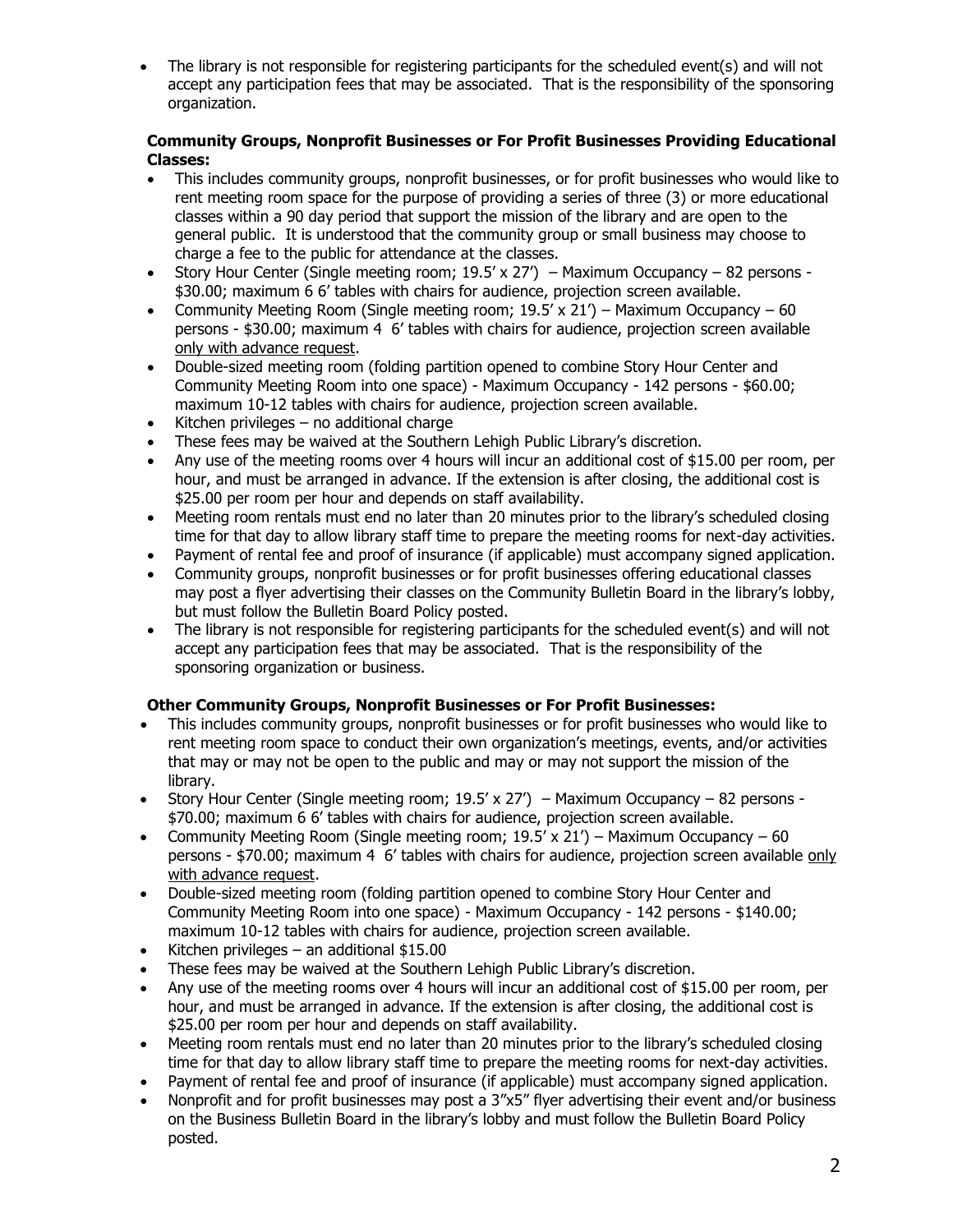- The library is not responsible for registering participants for the scheduled event(s) and will not accept any participation fees that may be associated. That is the responsibility of the sponsoring organization.

**Community Groups, Nonprofit Businesses or For Profit Businesses Providing Educational Classes:**

- This includes community groups, nonprofit businesses, or for profit businesses who would like to rent meeting room space for the purpose of providing a series of three (3) or more educational classes within a 90 day period that support the mission of the library and are open to the general public. It is understood that the community group or small business may choose to charge a fee to the public for attendance at the classes.
- Story Hour Center (Single meeting room; 19.5' x 27') – Maximum Occupancy – 82 persons - $30.00; maximum 6 6' tables with chairs for audience, projection screen available.
- Community Meeting Room (Single meeting room; 19.5' x 21') – Maximum Occupancy – 60 persons - $30.00; maximum 4 6' tables with chairs for audience, projection screen available only with advance request.
- Double-sized meeting room (folding partition opened to combine Story Hour Center and Community Meeting Room into one space) - Maximum Occupancy - 142 persons - $60.00; maximum 10-12 tables with chairs for audience, projection screen available.
- Kitchen privileges – no additional charge
- These fees may be waived at the Southern Lehigh Public Library's discretion.
- Any use of the meeting rooms over 4 hours will incur an additional cost of $15.00 per room, per hour, and must be arranged in advance. If the extension is after closing, the additional cost is $25.00 per room per hour and depends on staff availability.
- Meeting room rentals must end no later than 20 minutes prior to the library's scheduled closing time for that day to allow library staff time to prepare the meeting rooms for next-day activities.
- Payment of rental fee and proof of insurance (if applicable) must accompany signed application.
- Community groups, nonprofit businesses or for profit businesses offering educational classes may post a flyer advertising their classes on the Community Bulletin Board in the library's lobby, but must follow the Bulletin Board Policy posted.
- The library is not responsible for registering participants for the scheduled event(s) and will not accept any participation fees that may be associated. That is the responsibility of the sponsoring organization or business.

**Other Community Groups, Nonprofit Businesses or For Profit Businesses:**

- This includes community groups, nonprofit businesses or for profit businesses who would like to rent meeting room space to conduct their own organization's meetings, events, and/or activities that may or may not be open to the public and may or may not support the mission of the library.
- Story Hour Center (Single meeting room; 19.5' x 27') – Maximum Occupancy – 82 persons - $70.00; maximum 6 6' tables with chairs for audience, projection screen available.
- Community Meeting Room (Single meeting room; 19.5' x 21') – Maximum Occupancy – 60 persons - $70.00; maximum 4 6' tables with chairs for audience, projection screen available only with advance request.
- Double-sized meeting room (folding partition opened to combine Story Hour Center and Community Meeting Room into one space) - Maximum Occupancy - 142 persons - $140.00; maximum 10-12 tables with chairs for audience, projection screen available.
- Kitchen privileges – an additional $15.00
- These fees may be waived at the Southern Lehigh Public Library's discretion.
- Any use of the meeting rooms over 4 hours will incur an additional cost of $15.00 per room, per hour, and must be arranged in advance. If the extension is after closing, the additional cost is $25.00 per room per hour and depends on staff availability.
- Meeting room rentals must end no later than 20 minutes prior to the library's scheduled closing time for that day to allow library staff time to prepare the meeting rooms for next-day activities.
- Payment of rental fee and proof of insurance (if applicable) must accompany signed application.
- Nonprofit and for profit businesses may post a 3"x5" flyer advertising their event and/or business on the Business Bulletin Board in the library's lobby and must follow the Bulletin Board Policy posted.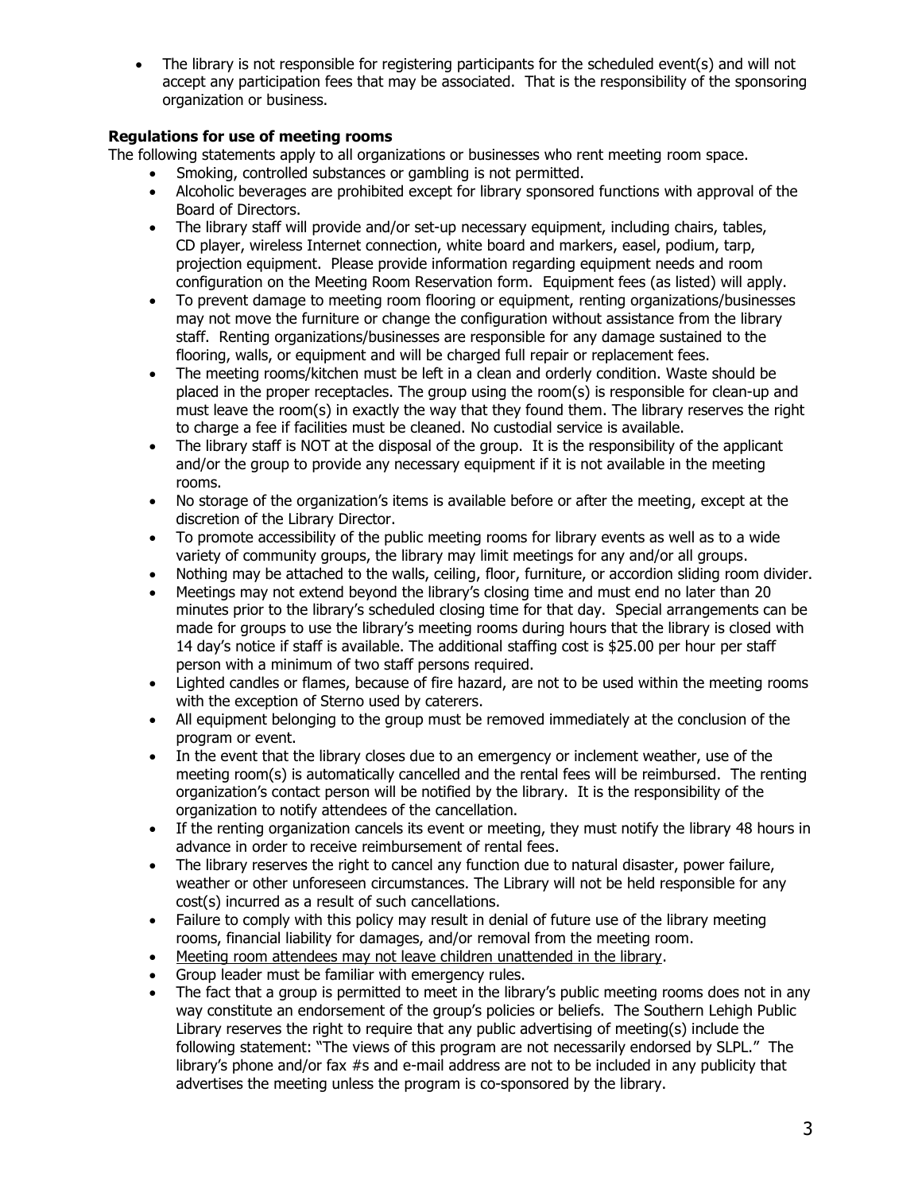- The library is not responsible for registering participants for the scheduled event(s) and will not accept any participation fees that may be associated. That is the responsibility of the sponsoring organization or business.

**Regulations for use of meeting rooms**

The following statements apply to all organizations or businesses who rent meeting room space.

- Smoking, controlled substances or gambling is not permitted.
- Alcoholic beverages are prohibited except for library sponsored functions with approval of the Board of Directors.
- The library staff will provide and/or set-up necessary equipment, including chairs, tables, CD player, wireless Internet connection, white board and markers, easel, podium, tarp, projection equipment. Please provide information regarding equipment needs and room configuration on the Meeting Room Reservation form. Equipment fees (as listed) will apply.
- To prevent damage to meeting room flooring or equipment, renting organizations/businesses may not move the furniture or change the configuration without assistance from the library staff. Renting organizations/businesses are responsible for any damage sustained to the flooring, walls, or equipment and will be charged full repair or replacement fees.
- The meeting rooms/kitchen must be left in a clean and orderly condition. Waste should be placed in the proper receptacles. The group using the room(s) is responsible for clean-up and must leave the room(s) in exactly the way that they found them. The library reserves the right to charge a fee if facilities must be cleaned. No custodial service is available.
- The library staff is NOT at the disposal of the group. It is the responsibility of the applicant and/or the group to provide any necessary equipment if it is not available in the meeting rooms.
- No storage of the organization's items is available before or after the meeting, except at the discretion of the Library Director.
- To promote accessibility of the public meeting rooms for library events as well as to a wide variety of community groups, the library may limit meetings for any and/or all groups.
- Nothing may be attached to the walls, ceiling, floor, furniture, or accordion sliding room divider.
- Meetings may not extend beyond the library's closing time and must end no later than 20 minutes prior to the library's scheduled closing time for that day. Special arrangements can be made for groups to use the library's meeting rooms during hours that the library is closed with 14 day's notice if staff is available. The additional staffing cost is $25.00 per hour per staff person with a minimum of two staff persons required.
- Lighted candles or flames, because of fire hazard, are not to be used within the meeting rooms with the exception of Sterno used by caterers.
- All equipment belonging to the group must be removed immediately at the conclusion of the program or event.
- In the event that the library closes due to an emergency or inclement weather, use of the meeting room(s) is automatically cancelled and the rental fees will be reimbursed. The renting organization's contact person will be notified by the library. It is the responsibility of the organization to notify attendees of the cancellation.
- If the renting organization cancels its event or meeting, they must notify the library 48 hours in advance in order to receive reimbursement of rental fees.
- The library reserves the right to cancel any function due to natural disaster, power failure, weather or other unforeseen circumstances. The Library will not be held responsible for any cost(s) incurred as a result of such cancellations.
- Failure to comply with this policy may result in denial of future use of the library meeting rooms, financial liability for damages, and/or removal from the meeting room.
- <u>Meeting room attendees may not leave children unattended in the library</u>.
- Group leader must be familiar with emergency rules.
- The fact that a group is permitted to meet in the library's public meeting rooms does not in any way constitute an endorsement of the group's policies or beliefs. The Southern Lehigh Public Library reserves the right to require that any public advertising of meeting(s) include the following statement: "The views of this program are not necessarily endorsed by SLPL." The library's phone and/or fax #s and e-mail address are not to be included in any publicity that advertises the meeting unless the program is co-sponsored by the library.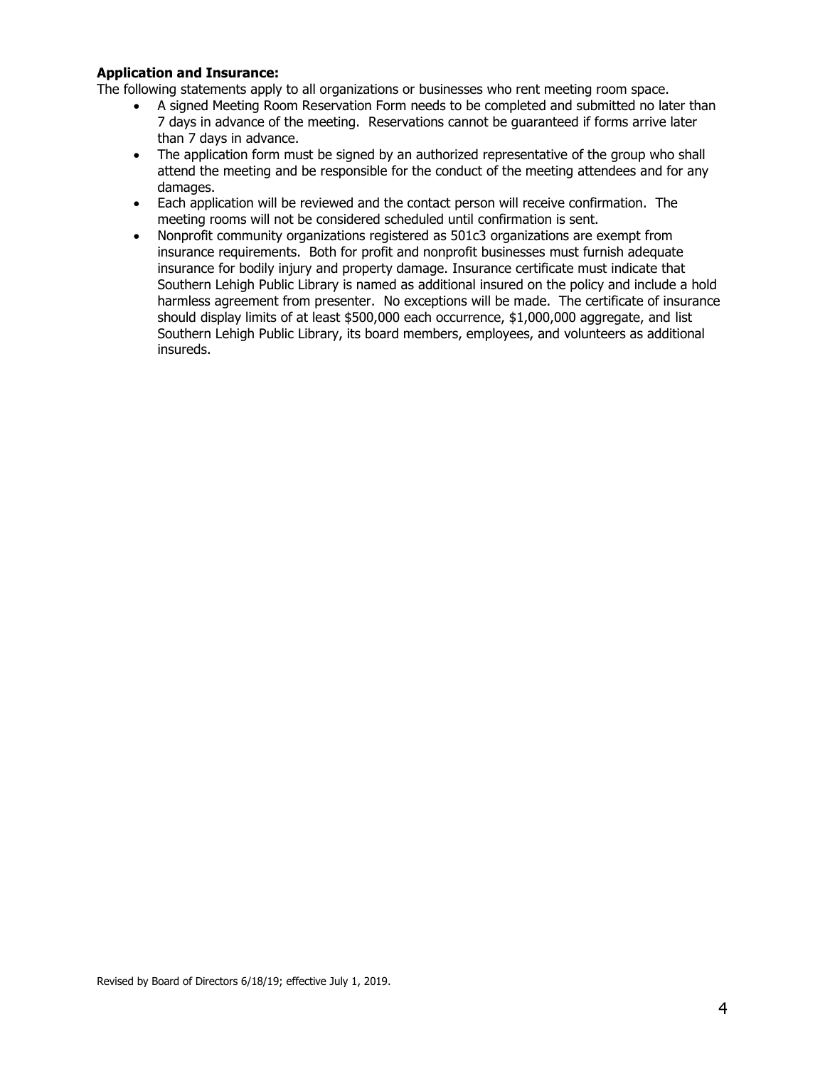**Application and Insurance:**

The following statements apply to all organizations or businesses who rent meeting room space.

- A signed Meeting Room Reservation Form needs to be completed and submitted no later than 7 days in advance of the meeting. Reservations cannot be guaranteed if forms arrive later than 7 days in advance.
- The application form must be signed by an authorized representative of the group who shall attend the meeting and be responsible for the conduct of the meeting attendees and for any damages.
- Each application will be reviewed and the contact person will receive confirmation. The meeting rooms will not be considered scheduled until confirmation is sent.
- Nonprofit community organizations registered as 501c3 organizations are exempt from insurance requirements. Both for profit and nonprofit businesses must furnish adequate insurance for bodily injury and property damage. Insurance certificate must indicate that Southern Lehigh Public Library is named as additional insured on the policy and include a hold harmless agreement from presenter. No exceptions will be made. The certificate of insurance should display limits of at least $500,000 each occurrence, $1,000,000 aggregate, and list Southern Lehigh Public Library, its board members, employees, and volunteers as additional insureds.

Revised by Board of Directors 6/18/19; effective July 1, 2019.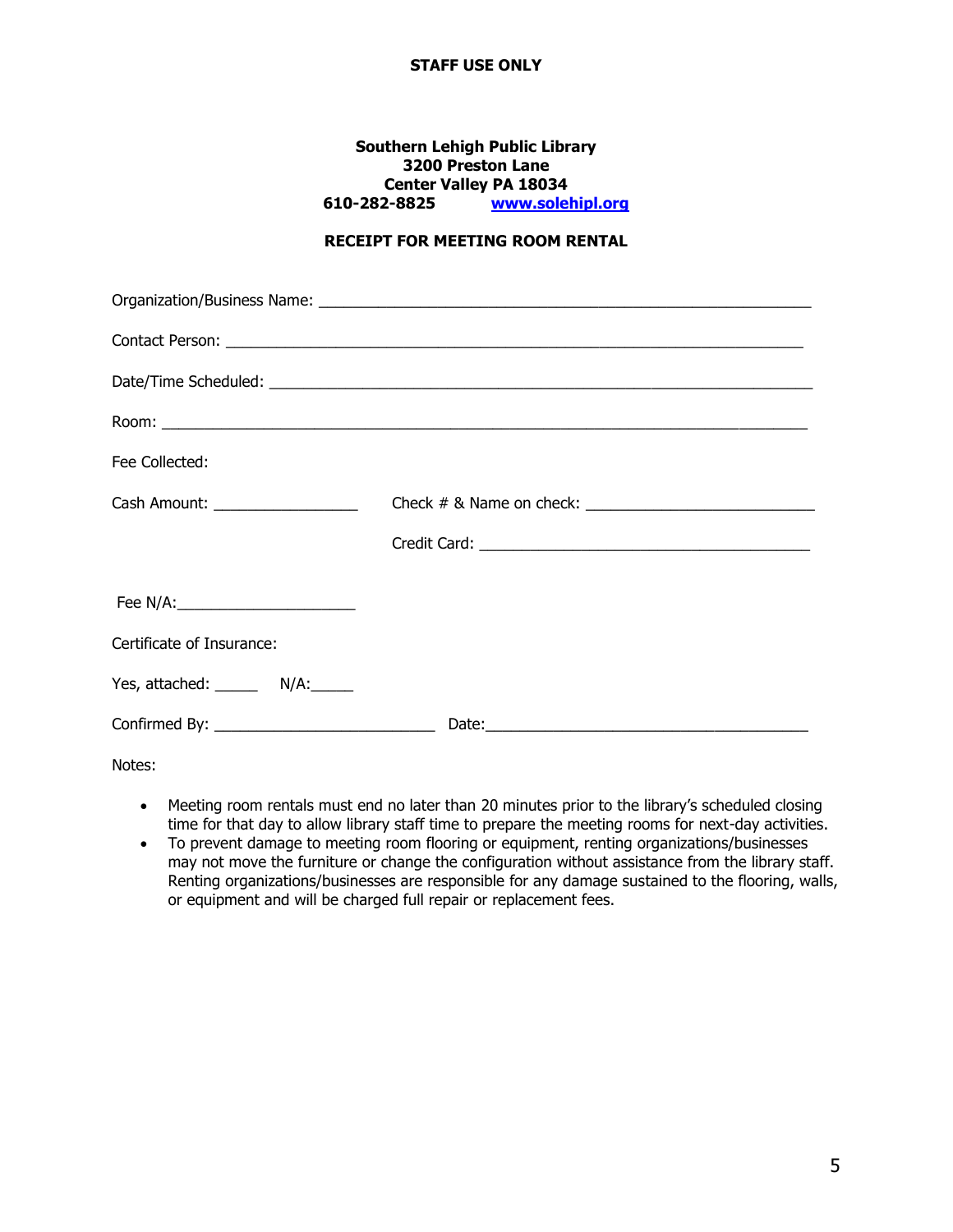**STAFF USE ONLY**

**Southern Lehigh Public Library**
**3200 Preston Lane**
**Center Valley PA 18034**
**610-282-8825 [www.solehipl.org](http://www.solehipl.org)**

**RECEIPT FOR MEETING ROOM RENTAL**

Organization/Business Name: ____________________________________________________________

Contact Person: ______________________________________________________________________

Date/Time Scheduled: _________________________________________________________________

Room: ______________________________________________________________________________

Fee Collected:

Cash Amount: _________________ Check # & Name on check: ___________________________

Credit Card: ________________________________________

Fee N/A:______________________

Certificate of Insurance:

Yes, attached: _____ N/A:_____

Confirmed By: __________________________ Date:_______________________________________

Notes:

- Meeting room rentals must end no later than 20 minutes prior to the library's scheduled closing time for that day to allow library staff time to prepare the meeting rooms for next-day activities.
- To prevent damage to meeting room flooring or equipment, renting organizations/businesses may not move the furniture or change the configuration without assistance from the library staff. Renting organizations/businesses are responsible for any damage sustained to the flooring, walls, or equipment and will be charged full repair or replacement fees.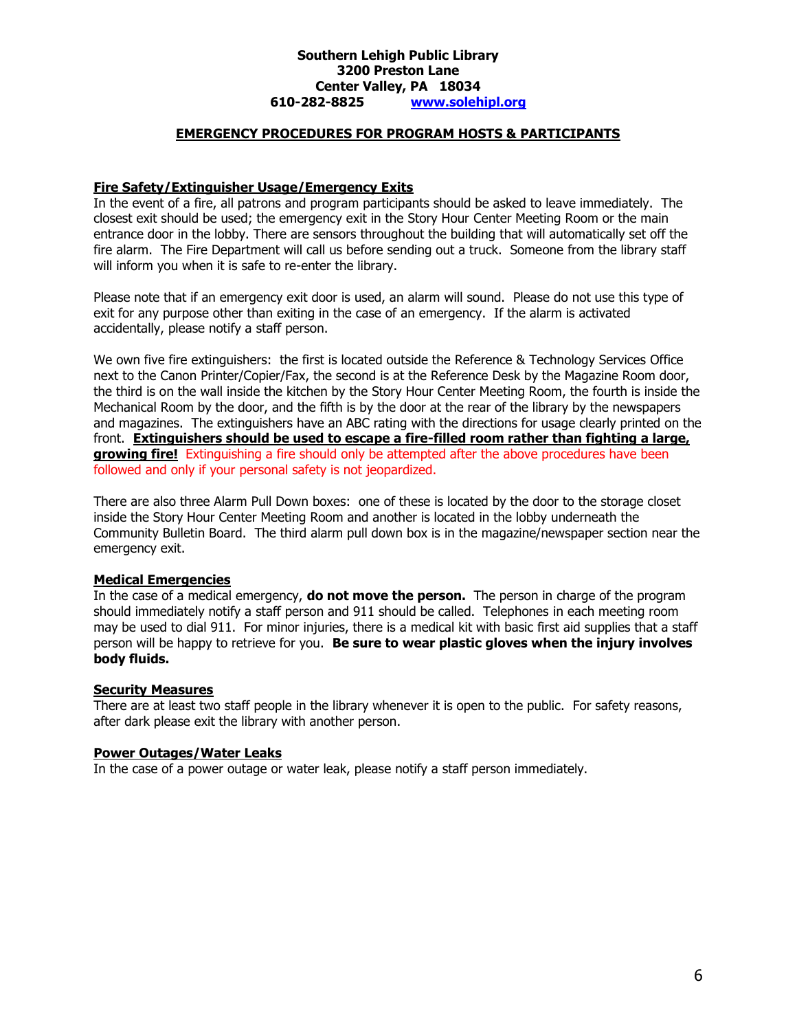**Southern Lehigh Public Library**
**3200 Preston Lane**
**Center Valley, PA 18034**
**610-282-8825** **[www.solehipl.org](http://www.solehipl.org)**

## EMERGENCY PROCEDURES FOR PROGRAM HOSTS & PARTICIPANTS

### Fire Safety/Extinguisher Usage/Emergency Exits

In the event of a fire, all patrons and program participants should be asked to leave immediately. The closest exit should be used; the emergency exit in the Story Hour Center Meeting Room or the main entrance door in the lobby. There are sensors throughout the building that will automatically set off the fire alarm. The Fire Department will call us before sending out a truck. Someone from the library staff will inform you when it is safe to re-enter the library.

Please note that if an emergency exit door is used, an alarm will sound. Please do not use this type of exit for any purpose other than exiting in the case of an emergency. If the alarm is activated accidentally, please notify a staff person.

We own five fire extinguishers: the first is located outside the Reference & Technology Services Office next to the Canon Printer/Copier/Fax, the second is at the Reference Desk by the Magazine Room door, the third is on the wall inside the kitchen by the Story Hour Center Meeting Room, the fourth is inside the Mechanical Room by the door, and the fifth is by the door at the rear of the library by the newspapers and magazines. The extinguishers have an ABC rating with the directions for usage clearly printed on the front. **Extinguishers should be used to escape a fire-filled room rather than fighting a large, growing fire!** Extinguishing a fire should only be attempted after the above procedures have been followed and only if your personal safety is not jeopardized.

There are also three Alarm Pull Down boxes: one of these is located by the door to the storage closet inside the Story Hour Center Meeting Room and another is located in the lobby underneath the Community Bulletin Board. The third alarm pull down box is in the magazine/newspaper section near the emergency exit.

### Medical Emergencies

In the case of a medical emergency, **do not move the person.** The person in charge of the program should immediately notify a staff person and 911 should be called. Telephones in each meeting room may be used to dial 911. For minor injuries, there is a medical kit with basic first aid supplies that a staff person will be happy to retrieve for you. **Be sure to wear plastic gloves when the injury involves body fluids.**

### Security Measures

There are at least two staff people in the library whenever it is open to the public. For safety reasons, after dark please exit the library with another person.

### Power Outages/Water Leaks

In the case of a power outage or water leak, please notify a staff person immediately.